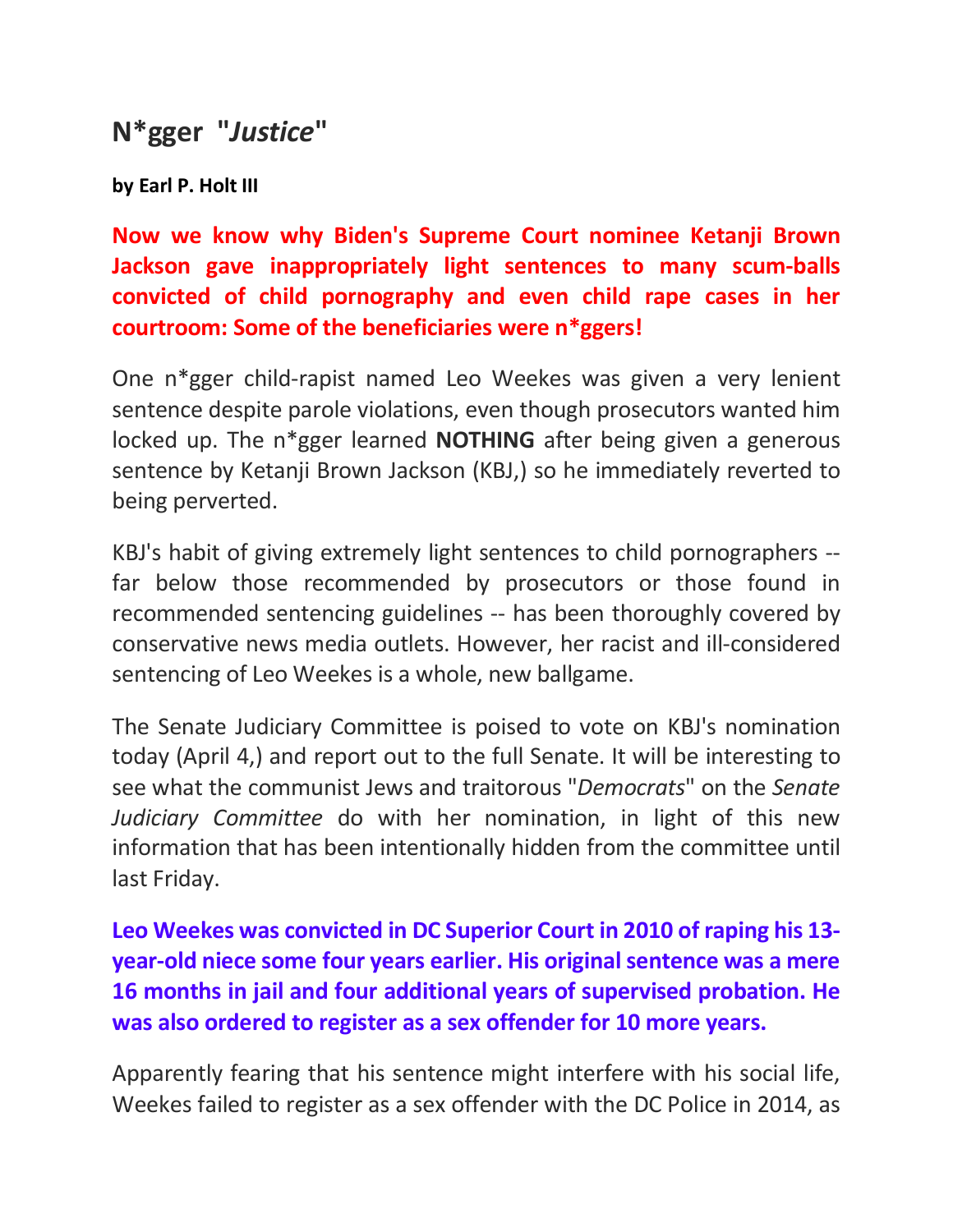## N*gger "*Justice*"

**by Earl P. Holt III**

**Now we know why Biden's Supreme Court nominee Ketanji Brown Jackson gave inappropriately light sentences to many scum-balls convicted of child pornography and even child rape cases in her courtroom: Some of the beneficiaries were n*ggers!**

One n*gger child-rapist named Leo Weekes was given a very lenient sentence despite parole violations, even though prosecutors wanted him locked up. The n*gger learned **NOTHING** after being given a generous sentence by Ketanji Brown Jackson (KBJ,) so he immediately reverted to being perverted.

KBJ's habit of giving extremely light sentences to child pornographers -- far below those recommended by prosecutors or those found in recommended sentencing guidelines -- has been thoroughly covered by conservative news media outlets. However, her racist and ill-considered sentencing of Leo Weekes is a whole, new ballgame.

The Senate Judiciary Committee is poised to vote on KBJ's nomination today (April 4,) and report out to the full Senate. It will be interesting to see what the communist Jews and traitorous "*Democrats*" on the *Senate Judiciary Committee* do with her nomination, in light of this new information that has been intentionally hidden from the committee until last Friday.

**Leo Weekes was convicted in DC Superior Court in 2010 of raping his 13-year-old niece some four years earlier. His original sentence was a mere 16 months in jail and four additional years of supervised probation. He was also ordered to register as a sex offender for 10 more years.**

Apparently fearing that his sentence might interfere with his social life, Weekes failed to register as a sex offender with the DC Police in 2014, as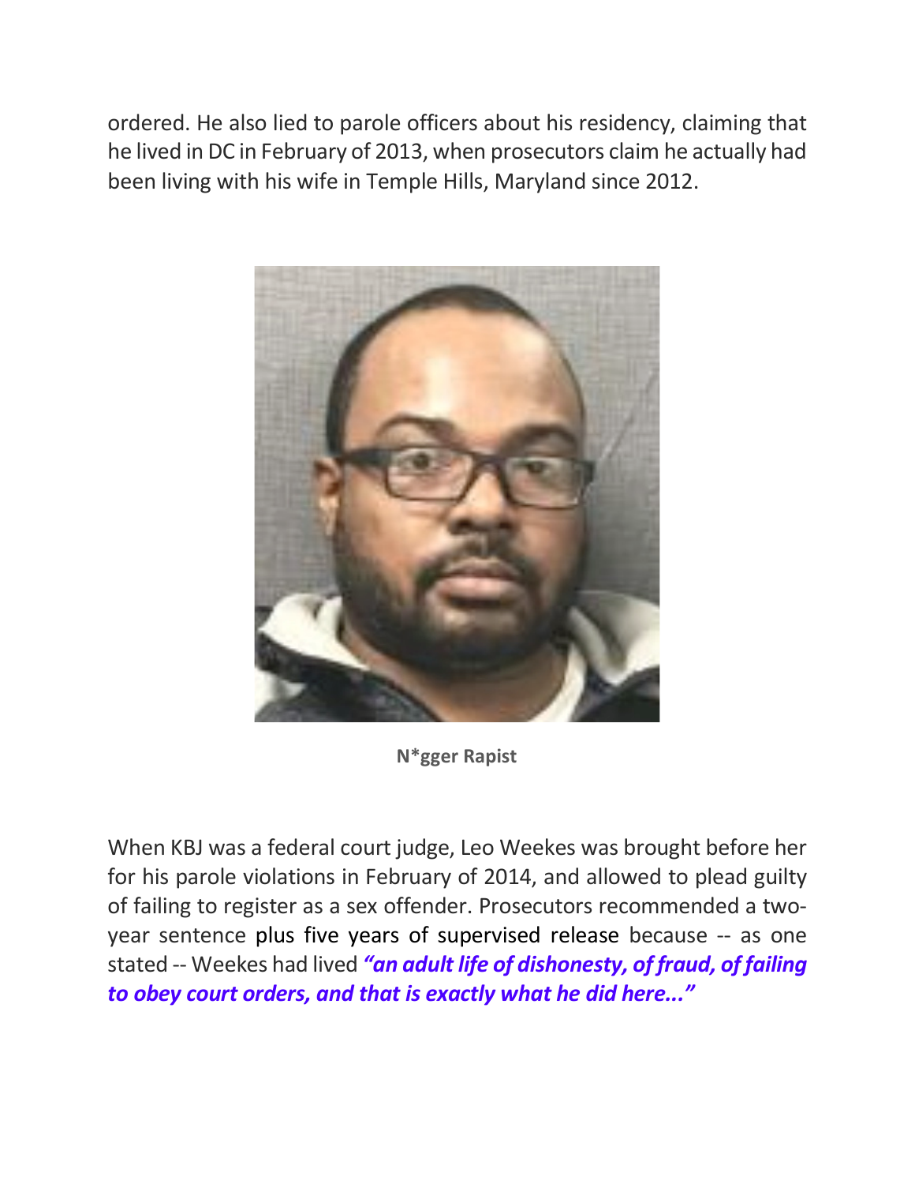ordered. He also lied to parole officers about his residency, claiming that he lived in DC in February of 2013, when prosecutors claim he actually had been living with his wife in Temple Hills, Maryland since 2012.

**N*gger Rapist**

When KBJ was a federal court judge, Leo Weekes was brought before her for his parole violations in February of 2014, and allowed to plead guilty of failing to register as a sex offender. Prosecutors recommended a two-year sentence plus five years of supervised release because -- as one stated -- Weekes had lived ***"an adult life of dishonesty, of fraud, of failing to obey court orders, and that is exactly what he did here..."***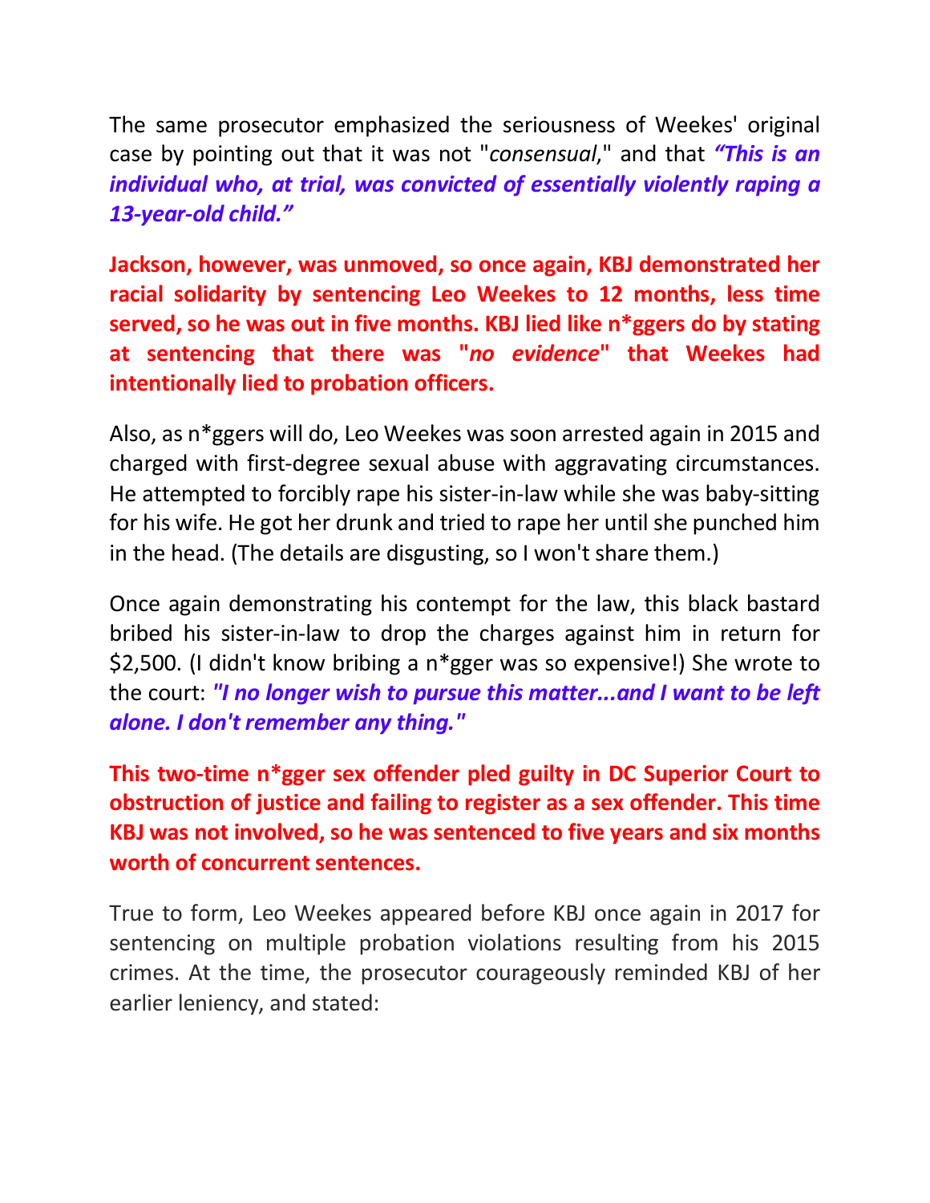The same prosecutor emphasized the seriousness of Weekes' original case by pointing out that it was not "*consensual*," and that ***"This is an individual who, at trial, was convicted of essentially violently raping a 13-year-old child."***

**Jackson, however, was unmoved, so once again, KBJ demonstrated her racial solidarity by sentencing Leo Weekes to 12 months, less time served, so he was out in five months. KBJ lied like n*ggers do by stating at sentencing that there was "*no evidence*" that Weekes had intentionally lied to probation officers.**

Also, as n*ggers will do, Leo Weekes was soon arrested again in 2015 and charged with first-degree sexual abuse with aggravating circumstances. He attempted to forcibly rape his sister-in-law while she was baby-sitting for his wife. He got her drunk and tried to rape her until she punched him in the head. (The details are disgusting, so I won't share them.)

Once again demonstrating his contempt for the law, this black bastard bribed his sister-in-law to drop the charges against him in return for $2,500. (I didn't know bribing a n*gger was so expensive!) She wrote to the court: ***"I no longer wish to pursue this matter...and I want to be left alone. I don't remember any thing."***

**This two-time n*gger sex offender pled guilty in DC Superior Court to obstruction of justice and failing to register as a sex offender. This time KBJ was not involved, so he was sentenced to five years and six months worth of concurrent sentences.**

True to form, Leo Weekes appeared before KBJ once again in 2017 for sentencing on multiple probation violations resulting from his 2015 crimes. At the time, the prosecutor courageously reminded KBJ of her earlier leniency, and stated: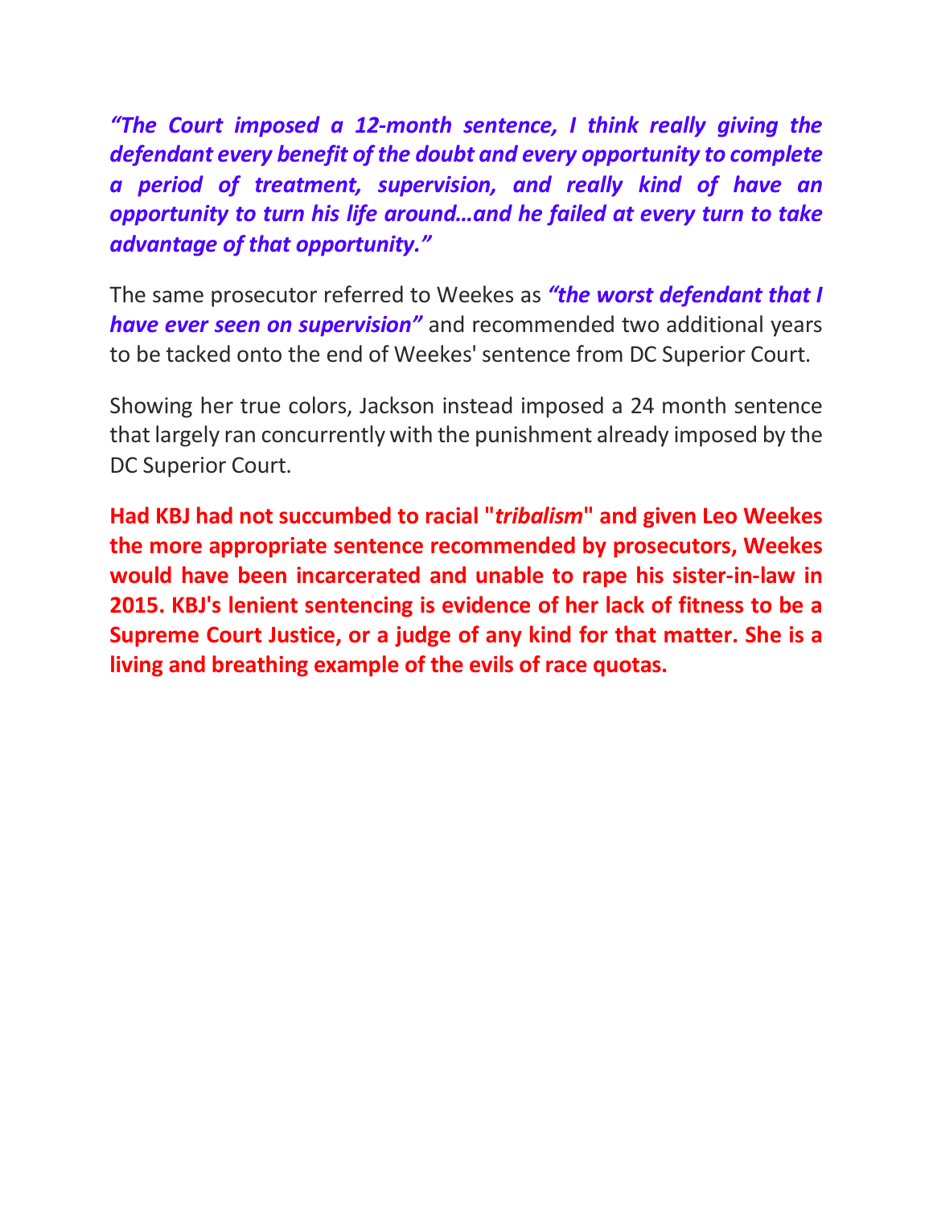***"The Court imposed a 12-month sentence, I think really giving the defendant every benefit of the doubt and every opportunity to complete a period of treatment, supervision, and really kind of have an opportunity to turn his life around…and he failed at every turn to take advantage of that opportunity."***

The same prosecutor referred to Weekes as ***"the worst defendant that I have ever seen on supervision"*** and recommended two additional years to be tacked onto the end of Weekes' sentence from DC Superior Court.

Showing her true colors, Jackson instead imposed a 24 month sentence that largely ran concurrently with the punishment already imposed by the DC Superior Court.

**Had KBJ had not succumbed to racial "*tribalism*" and given Leo Weekes the more appropriate sentence recommended by prosecutors, Weekes would have been incarcerated and unable to rape his sister-in-law in 2015. KBJ's lenient sentencing is evidence of her lack of fitness to be a Supreme Court Justice, or a judge of any kind for that matter. She is a living and breathing example of the evils of race quotas.**